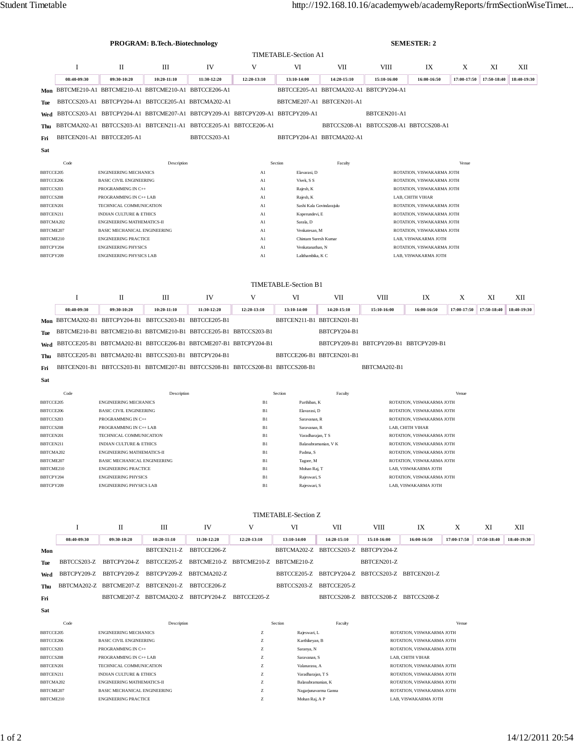**PROGRAM: B.Tech.-Biotechnology** **SEMESTER: 2**

## TIMETABLE-Section A1

| | I | II | III | IV | V | VI | VII | VIII | IX | X | XI | XII |
|---|---|---|---|---|---|---|---|---|---|---|---|---|
| | 08:40-09:30 | 09:30-10:20 | 10:20-11:10 | 11:30-12:20 | 12:20-13:10 | 13:10-14:00 | 14:20-15:10 | 15:10-16:00 | 16:00-16:50 | 17:00-17:50 | 17:50-18:40 | 18:40-19:30 |
| **Mon** | BBTCME210-A1 | BBTCME210-A1 | BBTCME210-A1 | BBTCCE206-A1 | | BBTCCE205-A1 | BBTCMA202-A1 | BBTCPY204-A1 | | | | |
| **Tue** | BBTCCS203-A1 | BBTCPY204-A1 | BBTCCE205-A1 | BBTCMA202-A1 | | BBTCME207-A1 | BBTCEN201-A1 | | | | | |
| **Wed** | BBTCCS203-A1 | BBTCPY204-A1 | BBTCME207-A1 | BBTCPY209-A1 | BBTCPY209-A1 | BBTCPY209-A1 | | BBTCEN201-A1 | | | | |
| **Thu** | BBTCMA202-A1 | BBTCCS203-A1 | BBTCEN211-A1 | BBTCCE205-A1 | BBTCCE206-A1 | | BBTCCS208-A1 | BBTCCS208-A1 | BBTCCS208-A1 | | | |
| **Fri** | BBTCEN201-A1 | BBTCCE205-A1 | | BBTCCS203-A1 | | BBTCPY204-A1 | BBTCMA202-A1 | | | | | |
| **Sat** | | | | | | | | | | | | |

| Code | Description | Section | Faculty | Venue |
|---|---|---|---|---|
| BBTCCE205 | ENGINEERING MECHANICS | A1 | Elavarasi, D | ROTATION, VISWAKARMA JOTH |
| BBTCCE206 | BASIC CIVIL ENGINEERING | A1 | Vivek, S S | ROTATION, VISWAKARMA JOTH |
| BBTCCS203 | PROGRAMMING IN C++ | A1 | Rajesh, K | ROTATION, VISWAKARMA JOTH |
| BBTCCS208 | PROGRAMMING IN C++ LAB | A1 | Rajesh, K | LAB, CHITH VIHAR |
| BBTCEN201 | TECHNICAL COMMUNICATION | A1 | Sashi Kala Govindarajulu | ROTATION, VISWAKARMA JOTH |
| BBTCEN211 | INDIAN CULTURE & ETHICS | A1 | Koperundevi, E | ROTATION, VISWAKARMA JOTH |
| BBTCMA202 | ENGINEERING MATHEMATICS-II | A1 | Sarala, D | ROTATION, VISWAKARMA JOTH |
| BBTCME207 | BASIC MECHANICAL ENGINEERING | A1 | Venkatesan, M | ROTATION, VISWAKARMA JOTH |
| BBTCME210 | ENGINEERING PRACTICE | A1 | Chintam Suresh Kumar | LAB, VISWAKARMA JOTH |
| BBTCPY204 | ENGINEERING PHYSICS | A1 | Venkatanathan, N | ROTATION, VISWAKARMA JOTH |
| BBTCPY209 | ENGINEERING PHYSICS LAB | A1 | Lalithambika, K C | LAB, VISWAKARMA JOTH |

## TIMETABLE-Section B1

| | I | II | III | IV | V | VI | VII | VIII | IX | X | XI | XII |
|---|---|---|---|---|---|---|---|---|---|---|---|---|
| | 08:40-09:30 | 09:30-10:20 | 10:20-11:10 | 11:30-12:20 | 12:20-13:10 | 13:10-14:00 | 14:20-15:10 | 15:10-16:00 | 16:00-16:50 | 17:00-17:50 | 17:50-18:40 | 18:40-19:30 |
| **Mon** | BBTCMA202-B1 | BBTCPY204-B1 | BBTCCS203-B1 | BBTCCE205-B1 | | BBTCEN211-B1 | BBTCEN201-B1 | | | | | |
| **Tue** | BBTCME210-B1 | BBTCME210-B1 | BBTCME210-B1 | BBTCCE205-B1 | BBTCCS203-B1 | | BBTCPY204-B1 | | | | | |
| **Wed** | BBTCCE205-B1 | BBTCMA202-B1 | BBTCCE206-B1 | BBTCME207-B1 | BBTCPY204-B1 | | BBTCPY209-B1 | BBTCPY209-B1 | BBTCPY209-B1 | | | |
| **Thu** | BBTCCE205-B1 | BBTCMA202-B1 | BBTCCS203-B1 | BBTCPY204-B1 | | BBTCCE206-B1 | BBTCEN201-B1 | | | | | |
| **Fri** | BBTCEN201-B1 | BBTCCS203-B1 | BBTCME207-B1 | BBTCCS208-B1 | BBTCCS208-B1 | BBTCCS208-B1 | | BBTCMA202-B1 | | | | |
| **Sat** | | | | | | | | | | | | |

| Code | Description | Section | Faculty | Venue |
|---|---|---|---|---|
| BBTCCE205 | ENGINEERING MECHANICS | B1 | Parthiban, K | ROTATION, VISWAKARMA JOTH |
| BBTCCE206 | BASIC CIVIL ENGINEERING | B1 | Elavarasi, D | ROTATION, VISWAKARMA JOTH |
| BBTCCS203 | PROGRAMMING IN C++ | B1 | Saravanan, R | ROTATION, VISWAKARMA JOTH |
| BBTCCS208 | PROGRAMMING IN C++ LAB | B1 | Saravanan, R | LAB, CHITH VIHAR |
| BBTCEN201 | TECHNICAL COMMUNICATION | B1 | Varadharajan, T S | ROTATION, VISWAKARMA JOTH |
| BBTCEN211 | INDIAN CULTURE & ETHICS | B1 | Balasubramanian, V K | ROTATION, VISWAKARMA JOTH |
| BBTCMA202 | ENGINEERING MATHEMATICS-II | B1 | Padma, S | ROTATION, VISWAKARMA JOTH |
| BBTCME207 | BASIC MECHANICAL ENGINEERING | B1 | Tagore, M | ROTATION, VISWAKARMA JOTH |
| BBTCME210 | ENGINEERING PRACTICE | B1 | Mohan Raj, T | LAB, VISWAKARMA JOTH |
| BBTCPY204 | ENGINEERING PHYSICS | B1 | Rajeswari, S | ROTATION, VISWAKARMA JOTH |
| BBTCPY209 | ENGINEERING PHYSICS LAB | B1 | Rajeswari, S | LAB, VISWAKARMA JOTH |

## TIMETABLE-Section Z

| | I | II | III | IV | V | VI | VII | VIII | IX | X | XI | XII |
|---|---|---|---|---|---|---|---|---|---|---|---|---|
| | 08:40-09:30 | 09:30-10:20 | 10:20-11:10 | 11:30-12:20 | 12:20-13:10 | 13:10-14:00 | 14:20-15:10 | 15:10-16:00 | 16:00-16:50 | 17:00-17:50 | 17:50-18:40 | 18:40-19:30 |
| **Mon** | | | BBTCEN211-Z | BBTCCE206-Z | | BBTCMA202-Z | BBTCCS203-Z | BBTCPY204-Z | | | | |
| **Tue** | BBTCCS203-Z | BBTCPY204-Z | BBTCCE205-Z | BBTCME210-Z | BBTCME210-Z | BBTCME210-Z | | BBTCEN201-Z | | | | |
| **Wed** | BBTCPY209-Z | BBTCPY209-Z | BBTCPY209-Z | BBTCMA202-Z | | BBTCCE205-Z | BBTCPY204-Z | BBTCCS203-Z | BBTCEN201-Z | | | |
| **Thu** | BBTCMA202-Z | BBTCME207-Z | BBTCEN201-Z | BBTCCE206-Z | | BBTCCS203-Z | BBTCCE205-Z | | | | | |
| **Fri** | | BBTCME207-Z | BBTCMA202-Z | BBTCPY204-Z | BBTCCE205-Z | | BBTCCS208-Z | BBTCCS208-Z | BBTCCS208-Z | | | |
| **Sat** | | | | | | | | | | | | |

| Code | Description | Section | Faculty | Venue |
|---|---|---|---|---|
| BBTCCE205 | ENGINEERING MECHANICS | Z | Rajeswari, L | ROTATION, VISWAKARMA JOTH |
| BBTCCE206 | BASIC CIVIL ENGINEERING | Z | Karthikeyan, B | ROTATION, VISWAKARMA JOTH |
| BBTCCS203 | PROGRAMMING IN C++ | Z | Saranya, N | ROTATION, VISWAKARMA JOTH |
| BBTCCS208 | PROGRAMMING IN C++ LAB | Z | Saravanan, S | LAB, CHITH VIHAR |
| BBTCEN201 | TECHNICAL COMMUNICATION | Z | Valanarasu, A | ROTATION, VISWAKARMA JOTH |
| BBTCEN211 | INDIAN CULTURE & ETHICS | Z | Varadharajan, T S | ROTATION, VISWAKARMA JOTH |
| BBTCMA202 | ENGINEERING MATHEMATICS-II | Z | Balasubramanian, K | ROTATION, VISWAKARMA JOTH |
| BBTCME207 | BASIC MECHANICAL ENGINEERING | Z | Nagarjunavarma Ganna | ROTATION, VISWAKARMA JOTH |
| BBTCME210 | ENGINEERING PRACTICE | Z | Mohan Raj, A P | LAB, VISWAKARMA JOTH |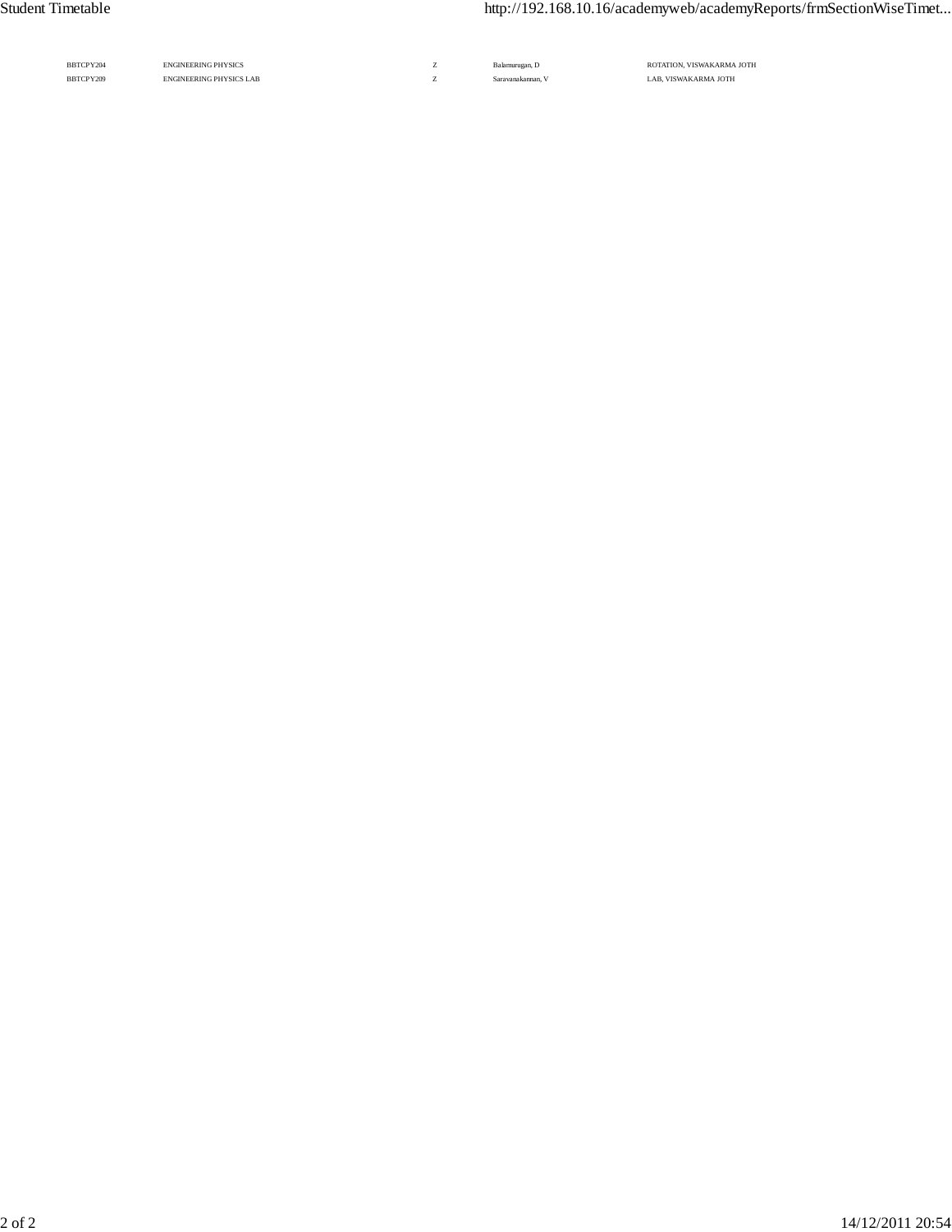| | | | | |
|---|---|---|---|---|
| BBTCPY204 | ENGINEERING PHYSICS | Z | Balamurugan, D | ROTATION, VISWAKARMA JOTH |
| BBTCPY209 | ENGINEERING PHYSICS LAB | Z | Saravanakannan, V | LAB, VISWAKARMA JOTH |